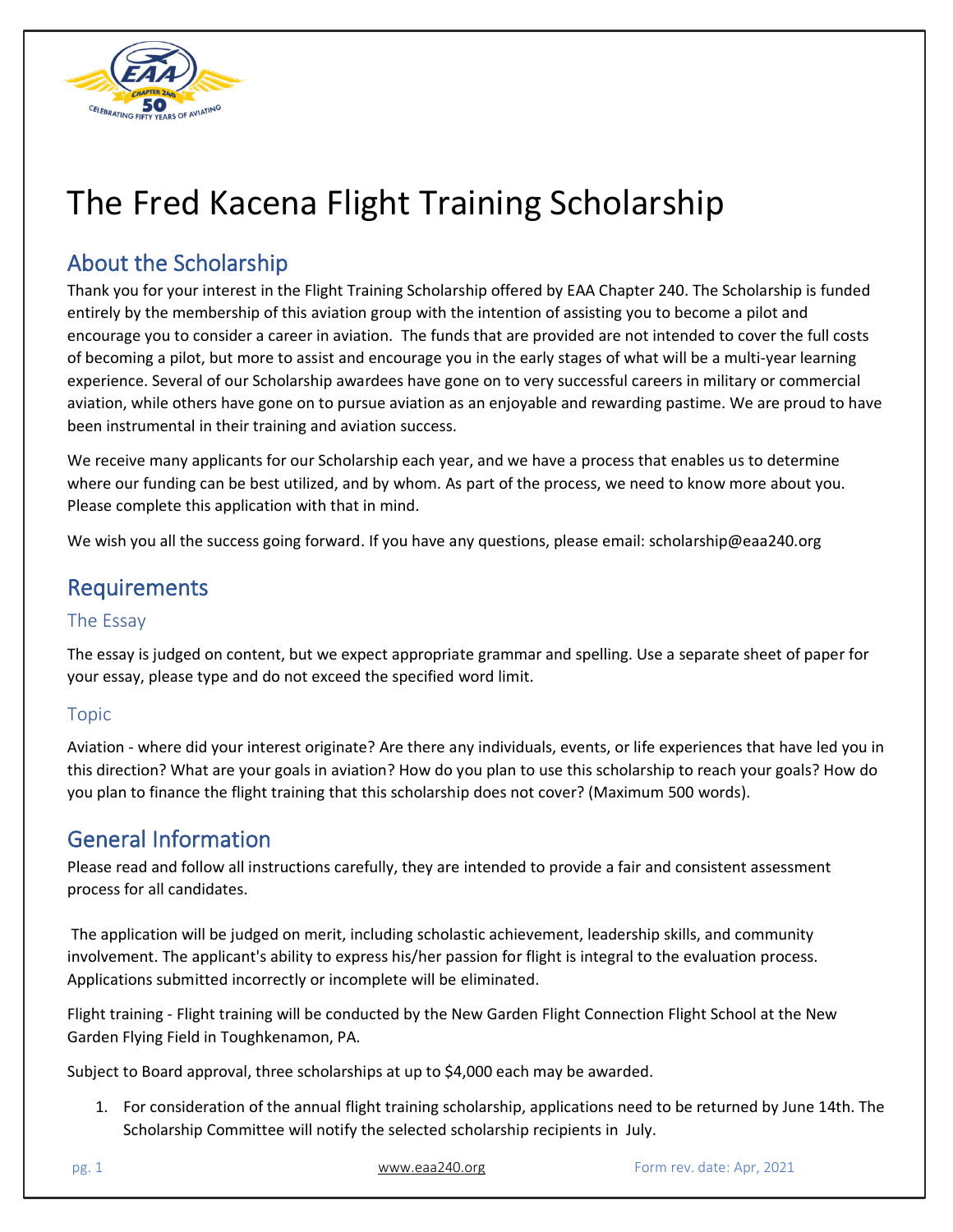# The Fred Kacena Flight Training Scholarship

## About the Scholarship

Thank you for your interest in the Flight Training Scholarship offered by EAA Chapter 240. The Scholarship is funded entirely by the membership of this aviation group with the intention of assisting you to become a pilot and encourage you to consider a career in aviation. The funds that are provided are not intended to cover the full costs of becoming a pilot, but more to assist and encourage you in the early stages of what will be a multi-year learning experience. Several of our Scholarship awardees have gone on to very successful careers in military or commercial aviation, while others have gone on to pursue aviation as an enjoyable and rewarding pastime. We are proud to have been instrumental in their training and aviation success.

We receive many applicants for our Scholarship each year, and we have a process that enables us to determine where our funding can be best utilized, and by whom. As part of the process, we need to know more about you. Please complete this application with that in mind.

We wish you all the success going forward. If you have any questions, please email: scholarship@eaa240.org

## Requirements

### The Essay

The essay is judged on content, but we expect appropriate grammar and spelling. Use a separate sheet of paper for your essay, please type and do not exceed the specified word limit.

### Topic

Aviation - where did your interest originate? Are there any individuals, events, or life experiences that have led you in this direction? What are your goals in aviation? How do you plan to use this scholarship to reach your goals? How do you plan to finance the flight training that this scholarship does not cover? (Maximum 500 words).

## General Information

Please read and follow all instructions carefully, they are intended to provide a fair and consistent assessment process for all candidates.

The application will be judged on merit, including scholastic achievement, leadership skills, and community involvement. The applicant's ability to express his/her passion for flight is integral to the evaluation process. Applications submitted incorrectly or incomplete will be eliminated.

Flight training - Flight training will be conducted by the New Garden Flight Connection Flight School at the New Garden Flying Field in Toughkenamon, PA.

Subject to Board approval, three scholarships at up to $4,000 each may be awarded.

1. For consideration of the annual flight training scholarship, applications need to be returned by June 14th. The Scholarship Committee will notify the selected scholarship recipients in July.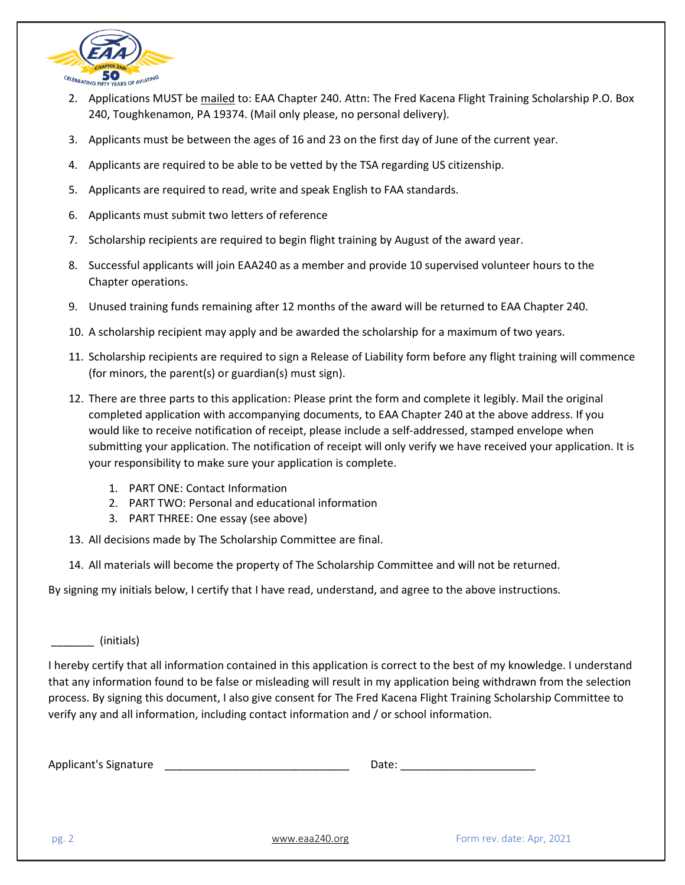2. Applications MUST be <u>mailed</u> to: EAA Chapter 240. Attn: The Fred Kacena Flight Training Scholarship P.O. Box 240, Toughkenamon, PA 19374. (Mail only please, no personal delivery).
3. Applicants must be between the ages of 16 and 23 on the first day of June of the current year.
4. Applicants are required to be able to be vetted by the TSA regarding US citizenship.
5. Applicants are required to read, write and speak English to FAA standards.
6. Applicants must submit two letters of reference
7. Scholarship recipients are required to begin flight training by August of the award year.
8. Successful applicants will join EAA240 as a member and provide 10 supervised volunteer hours to the Chapter operations.
9. Unused training funds remaining after 12 months of the award will be returned to EAA Chapter 240.
10. A scholarship recipient may apply and be awarded the scholarship for a maximum of two years.
11. Scholarship recipients are required to sign a Release of Liability form before any flight training will commence (for minors, the parent(s) or guardian(s) must sign).
12. There are three parts to this application: Please print the form and complete it legibly. Mail the original completed application with accompanying documents, to EAA Chapter 240 at the above address. If you would like to receive notification of receipt, please include a self-addressed, stamped envelope when submitting your application. The notification of receipt will only verify we have received your application. It is your responsibility to make sure your application is complete.
    1. PART ONE: Contact Information
    2. PART TWO: Personal and educational information
    3. PART THREE: One essay (see above)
13. All decisions made by The Scholarship Committee are final.
14. All materials will become the property of The Scholarship Committee and will not be returned.

By signing my initials below, I certify that I have read, understand, and agree to the above instructions.

_______ (initials)

I hereby certify that all information contained in this application is correct to the best of my knowledge. I understand that any information found to be false or misleading will result in my application being withdrawn from the selection process. By signing this document, I also give consent for The Fred Kacena Flight Training Scholarship Committee to verify any and all information, including contact information and / or school information.

Applicant's Signature ______________________________ Date: _____________________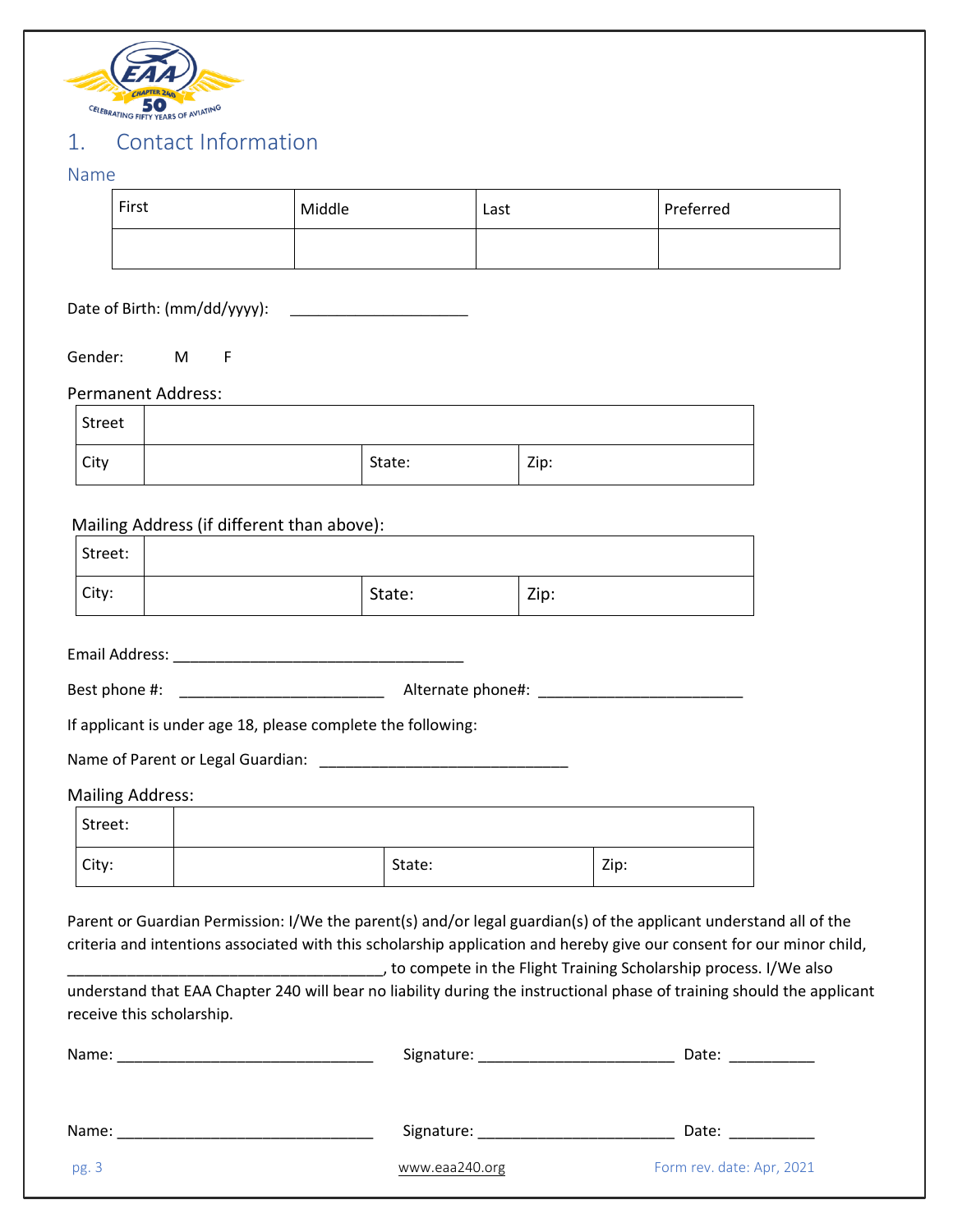## 1. Contact Information

### Name

| First | Middle | Last | Preferred |
|---|---|---|---|
| | | | |

Date of Birth: (mm/dd/yyyy): ____________________

Gender: M F

Permanent Address:

| Street | | | |
|---|---|---|---|
| City | | State: | Zip: |

Mailing Address (if different than above):

| Street: | | | |
|---|---|---|---|
| City: | | State: | Zip: |

Email Address: ________________________________

Best phone #: ______________________ Alternate phone#: ______________________

If applicant is under age 18, please complete the following:

Name of Parent or Legal Guardian: ___________________________

Mailing Address:

| Street: | | | |
|---|---|---|---|
| City: | | State: | Zip: |

Parent or Guardian Permission: I/We the parent(s) and/or legal guardian(s) of the applicant understand all of the criteria and intentions associated with this scholarship application and hereby give our consent for our minor child, ___________________________________, to compete in the Flight Training Scholarship process. I/We also understand that EAA Chapter 240 will bear no liability during the instructional phase of training should the applicant receive this scholarship.

Name: ____________________________ Signature: ______________________ Date: __________

Name: ____________________________ Signature: ______________________ Date: __________

www.eaa240.org

Form rev. date: Apr, 2021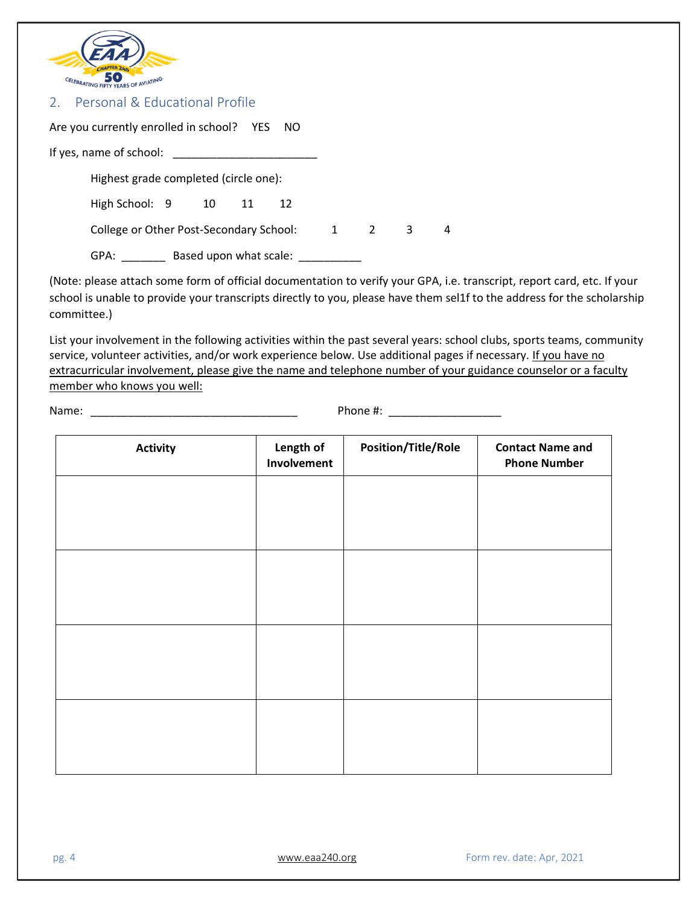## 2. Personal & Educational Profile

Are you currently enrolled in school? YES NO

If yes, name of school: _______________________

Highest grade completed (circle one):

High School: 9 10 11 12

College or Other Post-Secondary School: 1 2 3 4

GPA: _______ Based upon what scale: __________

(Note: please attach some form of official documentation to verify your GPA, i.e. transcript, report card, etc. If your school is unable to provide your transcripts directly to you, please have them sel1f to the address for the scholarship committee.)

List your involvement in the following activities within the past several years: school clubs, sports teams, community service, volunteer activities, and/or work experience below. Use additional pages if necessary. If you have no extracurricular involvement, please give the name and telephone number of your guidance counselor or a faculty member who knows you well:

Name: _________________________________ Phone #: __________________

| Activity | Length of Involvement | Position/Title/Role | Contact Name and Phone Number |
|---|---|---|---|
| | | | |
| | | | |
| | | | |
| | | | |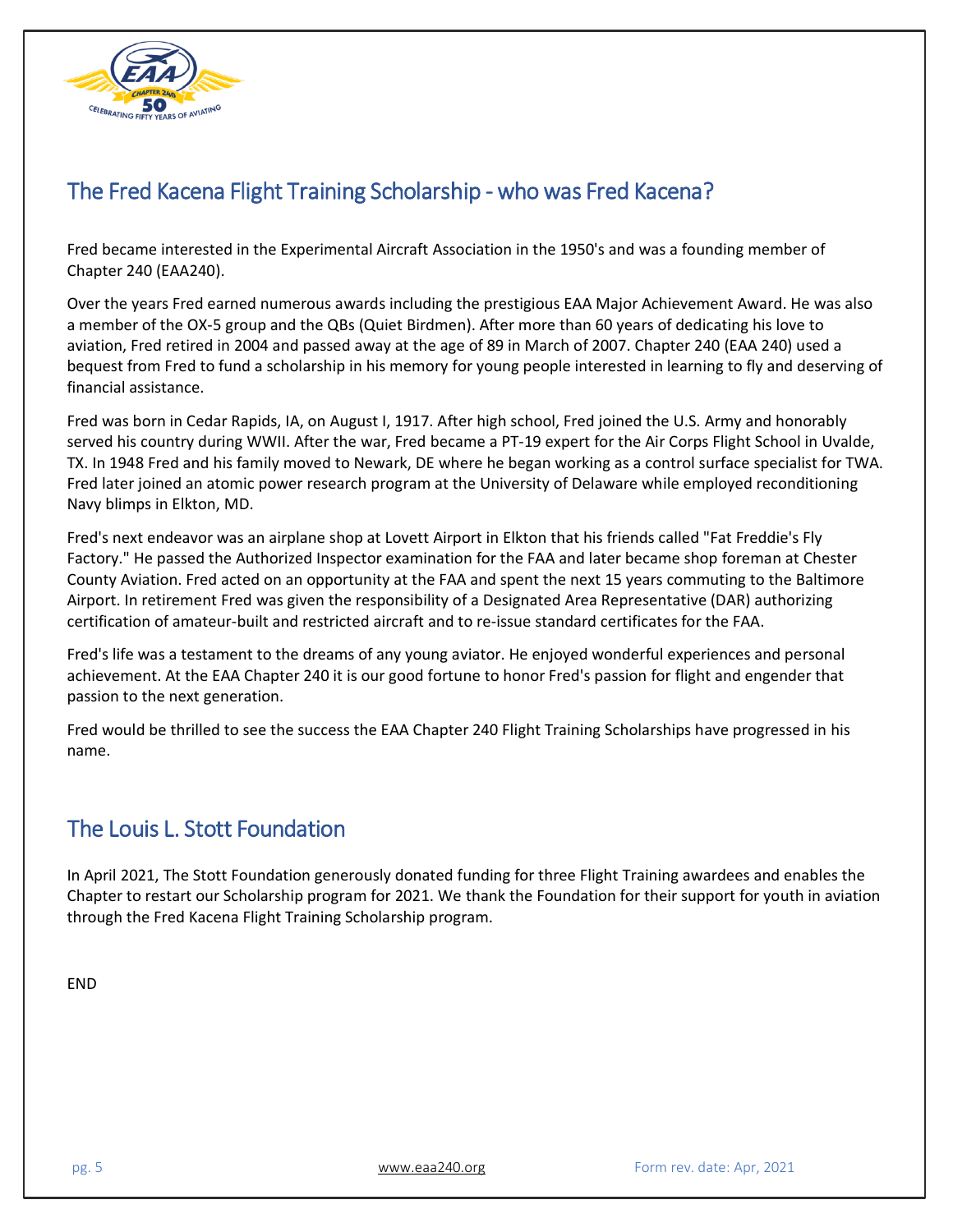## The Fred Kacena Flight Training Scholarship - who was Fred Kacena?

Fred became interested in the Experimental Aircraft Association in the 1950's and was a founding member of Chapter 240 (EAA240).

Over the years Fred earned numerous awards including the prestigious EAA Major Achievement Award. He was also a member of the OX-5 group and the QBs (Quiet Birdmen). After more than 60 years of dedicating his love to aviation, Fred retired in 2004 and passed away at the age of 89 in March of 2007. Chapter 240 (EAA 240) used a bequest from Fred to fund a scholarship in his memory for young people interested in learning to fly and deserving of financial assistance.

Fred was born in Cedar Rapids, IA, on August I, 1917. After high school, Fred joined the U.S. Army and honorably served his country during WWII. After the war, Fred became a PT-19 expert for the Air Corps Flight School in Uvalde, TX. In 1948 Fred and his family moved to Newark, DE where he began working as a control surface specialist for TWA. Fred later joined an atomic power research program at the University of Delaware while employed reconditioning Navy blimps in Elkton, MD.

Fred's next endeavor was an airplane shop at Lovett Airport in Elkton that his friends called "Fat Freddie's Fly Factory." He passed the Authorized Inspector examination for the FAA and later became shop foreman at Chester County Aviation. Fred acted on an opportunity at the FAA and spent the next 15 years commuting to the Baltimore Airport. In retirement Fred was given the responsibility of a Designated Area Representative (DAR) authorizing certification of amateur-built and restricted aircraft and to re-issue standard certificates for the FAA.

Fred's life was a testament to the dreams of any young aviator. He enjoyed wonderful experiences and personal achievement. At the EAA Chapter 240 it is our good fortune to honor Fred's passion for flight and engender that passion to the next generation.

Fred would be thrilled to see the success the EAA Chapter 240 Flight Training Scholarships have progressed in his name.

## The Louis L. Stott Foundation

In April 2021, The Stott Foundation generously donated funding for three Flight Training awardees and enables the Chapter to restart our Scholarship program for 2021. We thank the Foundation for their support for youth in aviation through the Fred Kacena Flight Training Scholarship program.

END